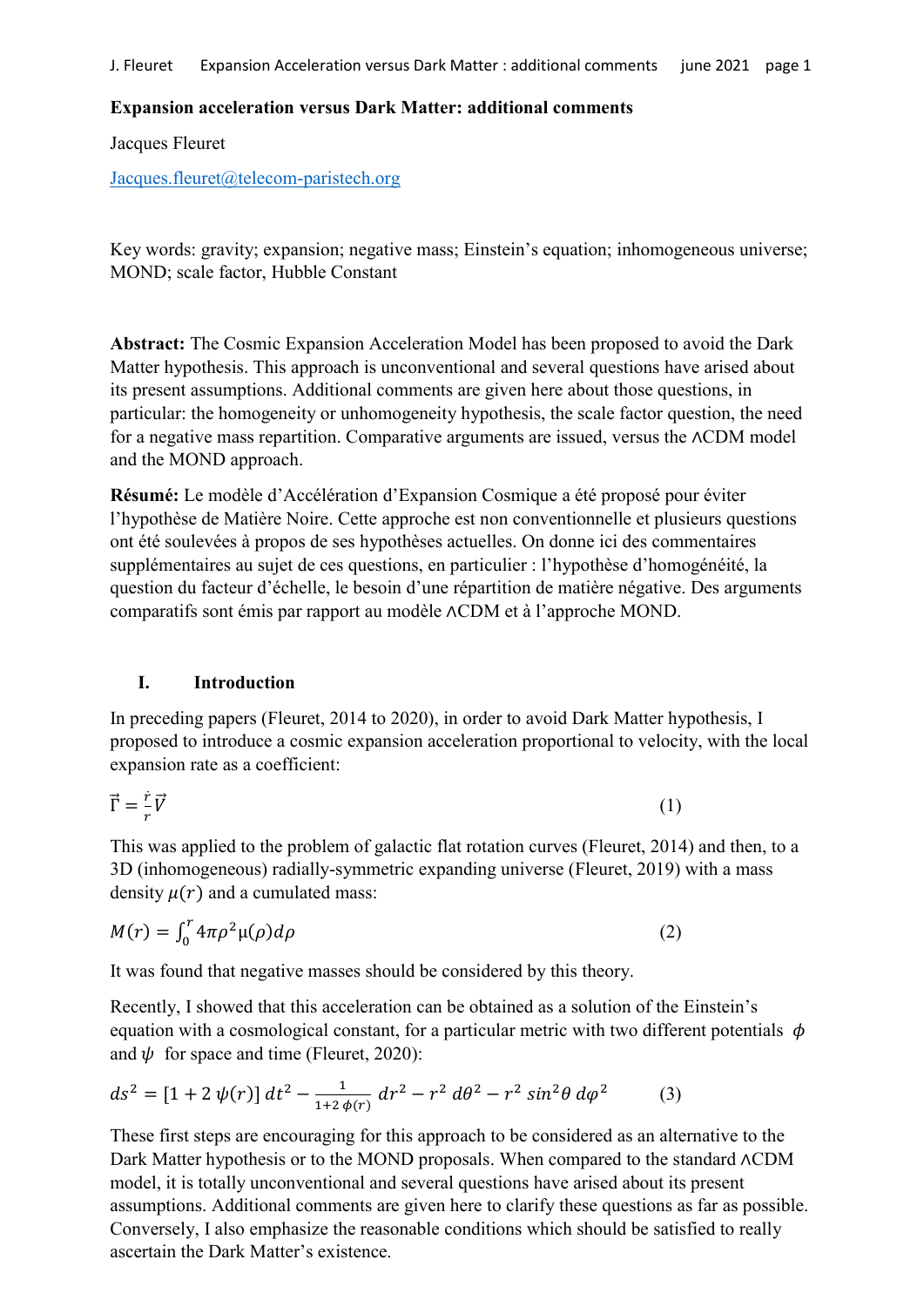**Expansion acceleration versus Dark Matter: additional comments**

Jacques Fleuret

Jacques.fleuret@telecom-paristech.org

Key words: gravity; expansion; negative mass; Einstein's equation; inhomogeneous universe; MOND; scale factor, Hubble Constant

**Abstract:** The Cosmic Expansion Acceleration Model has been proposed to avoid the Dark Matter hypothesis. This approach is unconventional and several questions have arised about its present assumptions. Additional comments are given here about those questions, in particular: the homogeneity or unhomogeneity hypothesis, the scale factor question, the need for a negative mass repartition. Comparative arguments are issued, versus the ΛCDM model and the MOND approach.

**Résumé:** Le modèle d'Accélération d'Expansion Cosmique a été proposé pour éviter l'hypothèse de Matière Noire. Cette approche est non conventionnelle et plusieurs questions ont été soulevées à propos de ses hypothèses actuelles. On donne ici des commentaires supplémentaires au sujet de ces questions, en particulier : l'hypothèse d'homogénéité, la question du facteur d'échelle, le besoin d'une répartition de matière négative. Des arguments comparatifs sont émis par rapport au modèle ΛCDM et à l'approche MOND.

## I. Introduction

In preceding papers (Fleuret, 2014 to 2020), in order to avoid Dark Matter hypothesis, I proposed to introduce a cosmic expansion acceleration proportional to velocity, with the local expansion rate as a coefficient:

$$\vec{\Gamma} = \frac{\dot{r}}{r}\vec{V} \tag{1}$$

This was applied to the problem of galactic flat rotation curves (Fleuret, 2014) and then, to a 3D (inhomogeneous) radially-symmetric expanding universe (Fleuret, 2019) with a mass density $\mu(r)$ and a cumulated mass:

$$M(r) = \int_0^r 4\pi\rho^2 \mu(\rho) d\rho \tag{2}$$

It was found that negative masses should be considered by this theory.

Recently, I showed that this acceleration can be obtained as a solution of the Einstein's equation with a cosmological constant, for a particular metric with two different potentials $\phi$ and $\psi$ for space and time (Fleuret, 2020):

$$ds^2 = [1 + 2\,\psi(r)]\,dt^2 - \frac{1}{1+2\,\phi(r)}\,dr^2 - r^2\,d\theta^2 - r^2\,sin^2\theta\,d\varphi^2 \tag{3}$$

These first steps are encouraging for this approach to be considered as an alternative to the Dark Matter hypothesis or to the MOND proposals. When compared to the standard ΛCDM model, it is totally unconventional and several questions have arised about its present assumptions. Additional comments are given here to clarify these questions as far as possible. Conversely, I also emphasize the reasonable conditions which should be satisfied to really ascertain the Dark Matter's existence.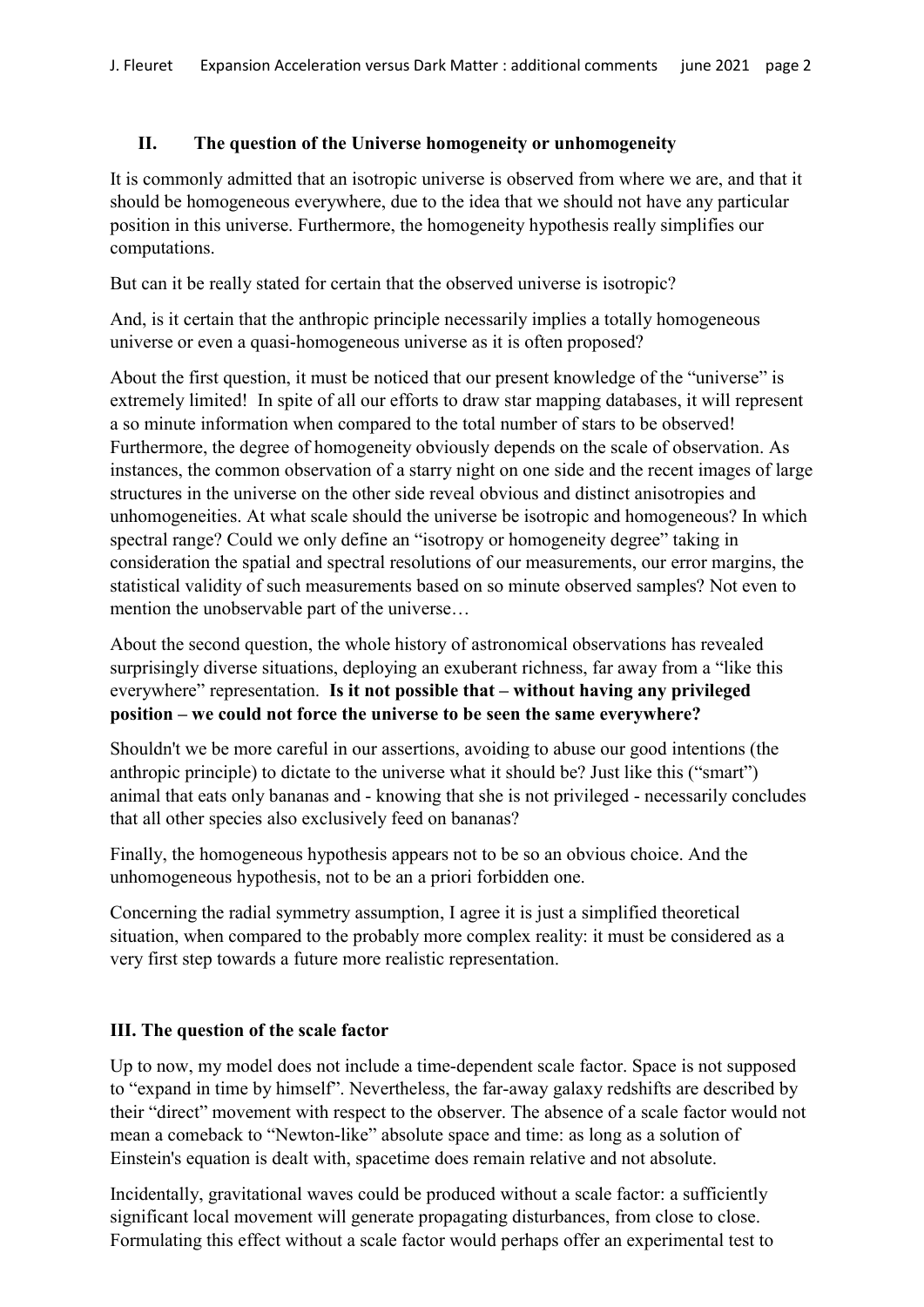## II. The question of the Universe homogeneity or unhomogeneity

It is commonly admitted that an isotropic universe is observed from where we are, and that it should be homogeneous everywhere, due to the idea that we should not have any particular position in this universe. Furthermore, the homogeneity hypothesis really simplifies our computations.

But can it be really stated for certain that the observed universe is isotropic?

And, is it certain that the anthropic principle necessarily implies a totally homogeneous universe or even a quasi-homogeneous universe as it is often proposed?

About the first question, it must be noticed that our present knowledge of the "universe" is extremely limited! In spite of all our efforts to draw star mapping databases, it will represent a so minute information when compared to the total number of stars to be observed! Furthermore, the degree of homogeneity obviously depends on the scale of observation. As instances, the common observation of a starry night on one side and the recent images of large structures in the universe on the other side reveal obvious and distinct anisotropies and unhomogeneities. At what scale should the universe be isotropic and homogeneous? In which spectral range? Could we only define an "isotropy or homogeneity degree" taking in consideration the spatial and spectral resolutions of our measurements, our error margins, the statistical validity of such measurements based on so minute observed samples? Not even to mention the unobservable part of the universe…

About the second question, the whole history of astronomical observations has revealed surprisingly diverse situations, deploying an exuberant richness, far away from a "like this everywhere" representation. **Is it not possible that – without having any privileged position – we could not force the universe to be seen the same everywhere?**

Shouldn't we be more careful in our assertions, avoiding to abuse our good intentions (the anthropic principle) to dictate to the universe what it should be? Just like this ("smart") animal that eats only bananas and - knowing that she is not privileged - necessarily concludes that all other species also exclusively feed on bananas?

Finally, the homogeneous hypothesis appears not to be so an obvious choice. And the unhomogeneous hypothesis, not to be an a priori forbidden one.

Concerning the radial symmetry assumption, I agree it is just a simplified theoretical situation, when compared to the probably more complex reality: it must be considered as a very first step towards a future more realistic representation.

## III. The question of the scale factor

Up to now, my model does not include a time-dependent scale factor. Space is not supposed to "expand in time by himself". Nevertheless, the far-away galaxy redshifts are described by their "direct" movement with respect to the observer. The absence of a scale factor would not mean a comeback to "Newton-like" absolute space and time: as long as a solution of Einstein's equation is dealt with, spacetime does remain relative and not absolute.

Incidentally, gravitational waves could be produced without a scale factor: a sufficiently significant local movement will generate propagating disturbances, from close to close. Formulating this effect without a scale factor would perhaps offer an experimental test to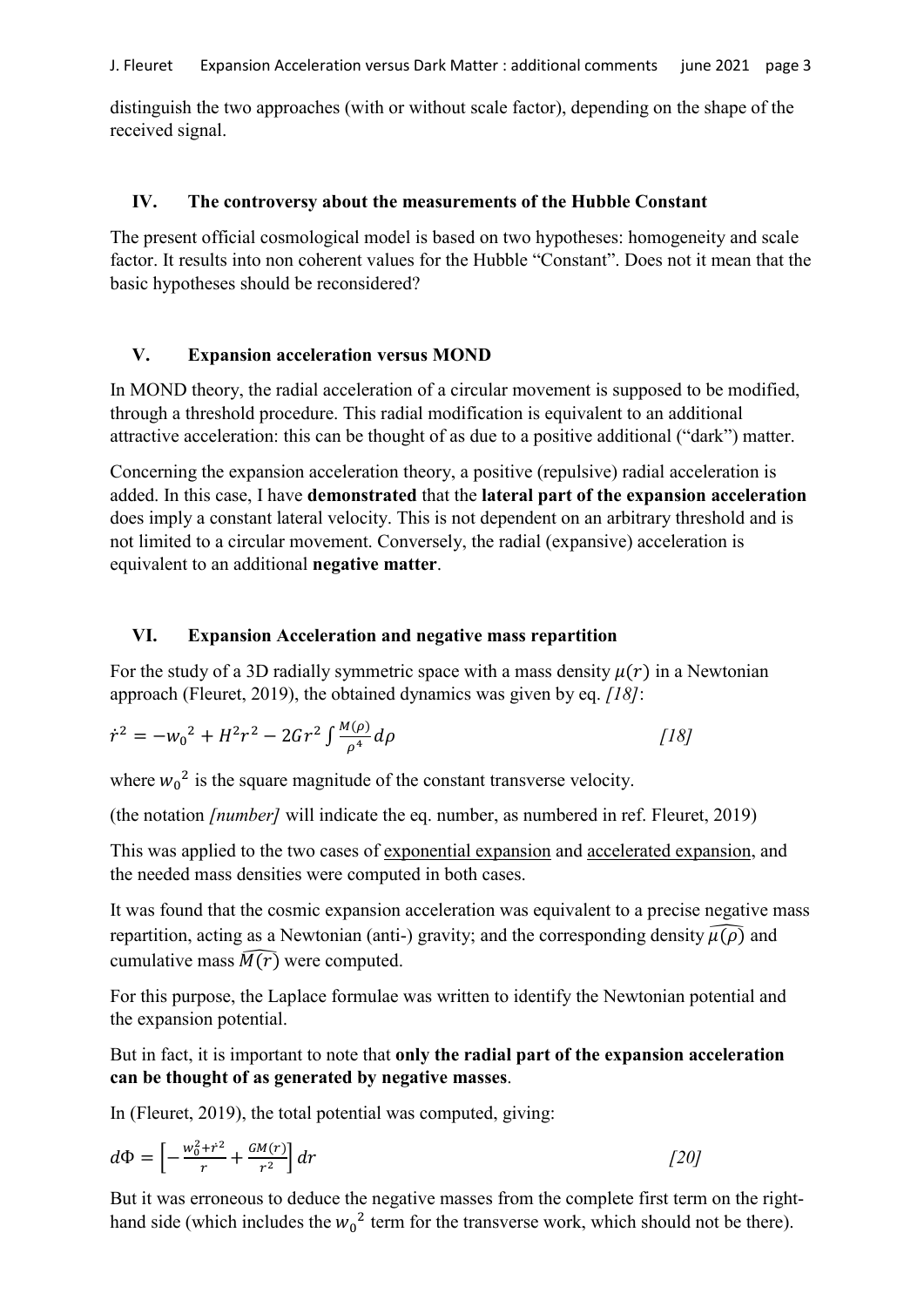distinguish the two approaches (with or without scale factor), depending on the shape of the received signal.

## IV. The controversy about the measurements of the Hubble Constant

The present official cosmological model is based on two hypotheses: homogeneity and scale factor. It results into non coherent values for the Hubble "Constant". Does not it mean that the basic hypotheses should be reconsidered?

## V. Expansion acceleration versus MOND

In MOND theory, the radial acceleration of a circular movement is supposed to be modified, through a threshold procedure. This radial modification is equivalent to an additional attractive acceleration: this can be thought of as due to a positive additional ("dark") matter.

Concerning the expansion acceleration theory, a positive (repulsive) radial acceleration is added. In this case, I have **demonstrated** that the **lateral part of the expansion acceleration** does imply a constant lateral velocity. This is not dependent on an arbitrary threshold and is not limited to a circular movement. Conversely, the radial (expansive) acceleration is equivalent to an additional **negative matter**.

## VI. Expansion Acceleration and negative mass repartition

For the study of a 3D radially symmetric space with a mass density $\mu(r)$ in a Newtonian approach (Fleuret, 2019), the obtained dynamics was given by eq. *[18]*:

$$\dot{r}^2 = -{w_0}^2 + H^2 r^2 - 2Gr^2 \int \frac{M(\rho)}{\rho^4} d\rho \qquad [18]$$

where ${w_0}^2$ is the square magnitude of the constant transverse velocity.

(the notation *[number]* will indicate the eq. number, as numbered in ref. Fleuret, 2019)

This was applied to the two cases of <u>exponential expansion</u> and <u>accelerated expansion</u>, and the needed mass densities were computed in both cases.

It was found that the cosmic expansion acceleration was equivalent to a precise negative mass repartition, acting as a Newtonian (anti-) gravity; and the corresponding density $\widehat{\mu(\rho)}$ and cumulative mass $\widehat{M(r)}$ were computed.

For this purpose, the Laplace formulae was written to identify the Newtonian potential and the expansion potential.

But in fact, it is important to note that **only the radial part of the expansion acceleration can be thought of as generated by negative masses**.

In (Fleuret, 2019), the total potential was computed, giving:

$$d\Phi = \left[-\frac{w_0^2 + \dot{r}^2}{r} + \frac{GM(r)}{r^2}\right] dr \qquad [20]$$

But it was erroneous to deduce the negative masses from the complete first term on the right-hand side (which includes the ${w_0}^2$ term for the transverse work, which should not be there).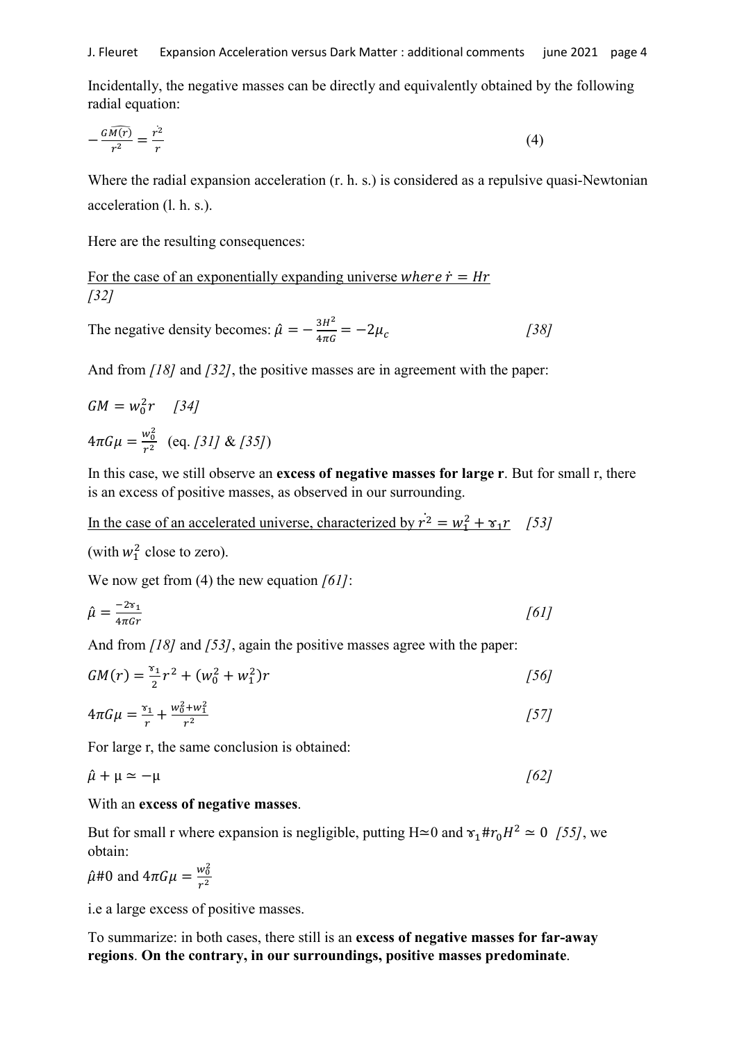Incidentally, the negative masses can be directly and equivalently obtained by the following radial equation:

$$-\frac{G\widehat{M(r)}}{r^2} = \frac{\dot{r}^2}{r} \qquad (4)$$

Where the radial expansion acceleration (r. h. s.) is considered as a repulsive quasi-Newtonian acceleration (l. h. s.).

Here are the resulting consequences:

<u>For the case of an exponentially expanding universe *where* $\dot{r} = Hr$</u>
*[32]*

The negative density becomes: $\hat{\mu} = -\frac{3H^2}{4\pi G} = -2\mu_c$ *[38]*

And from *[18]* and *[32]*, the positive masses are in agreement with the paper:

$GM = w_0^2 r$ *[34]*

$4\pi G\mu = \frac{w_0^2}{r^2}$ (eq. *[31]* & *[35]*)

In this case, we still observe an **excess of negative masses for large r**. But for small r, there is an excess of positive masses, as observed in our surrounding.

<u>In the case of an accelerated universe, characterized by $\dot{r^2} = w_1^2 + \gamma_1 r$</u> *[53]*

(with $w_1^2$ close to zero).

We now get from (4) the new equation *[61]*:

$$\hat{\mu} = \frac{-2\gamma_1}{4\pi G r} \qquad [61]$$

And from *[18]* and *[53]*, again the positive masses agree with the paper:

$$GM(r) = \frac{\gamma_1}{2}r^2 + (w_0^2 + w_1^2)r \qquad [56]$$

$$4\pi G\mu = \frac{\gamma_1}{r} + \frac{w_0^2 + w_1^2}{r^2} \qquad [57]$$

For large r, the same conclusion is obtained:

$$\hat{\mu} + \mu \simeq -\mu \qquad [62]$$

With an **excess of negative masses**.

But for small r where expansion is negligible, putting $H \simeq 0$ and $\gamma_1 \# r_0 H^2 \simeq 0$ *[55]*, we obtain:

$\hat{\mu} \# 0$ and $4\pi G\mu = \frac{w_0^2}{r^2}$

i.e a large excess of positive masses.

To summarize: in both cases, there still is an **excess of negative masses for far-away regions**. **On the contrary, in our surroundings, positive masses predominate**.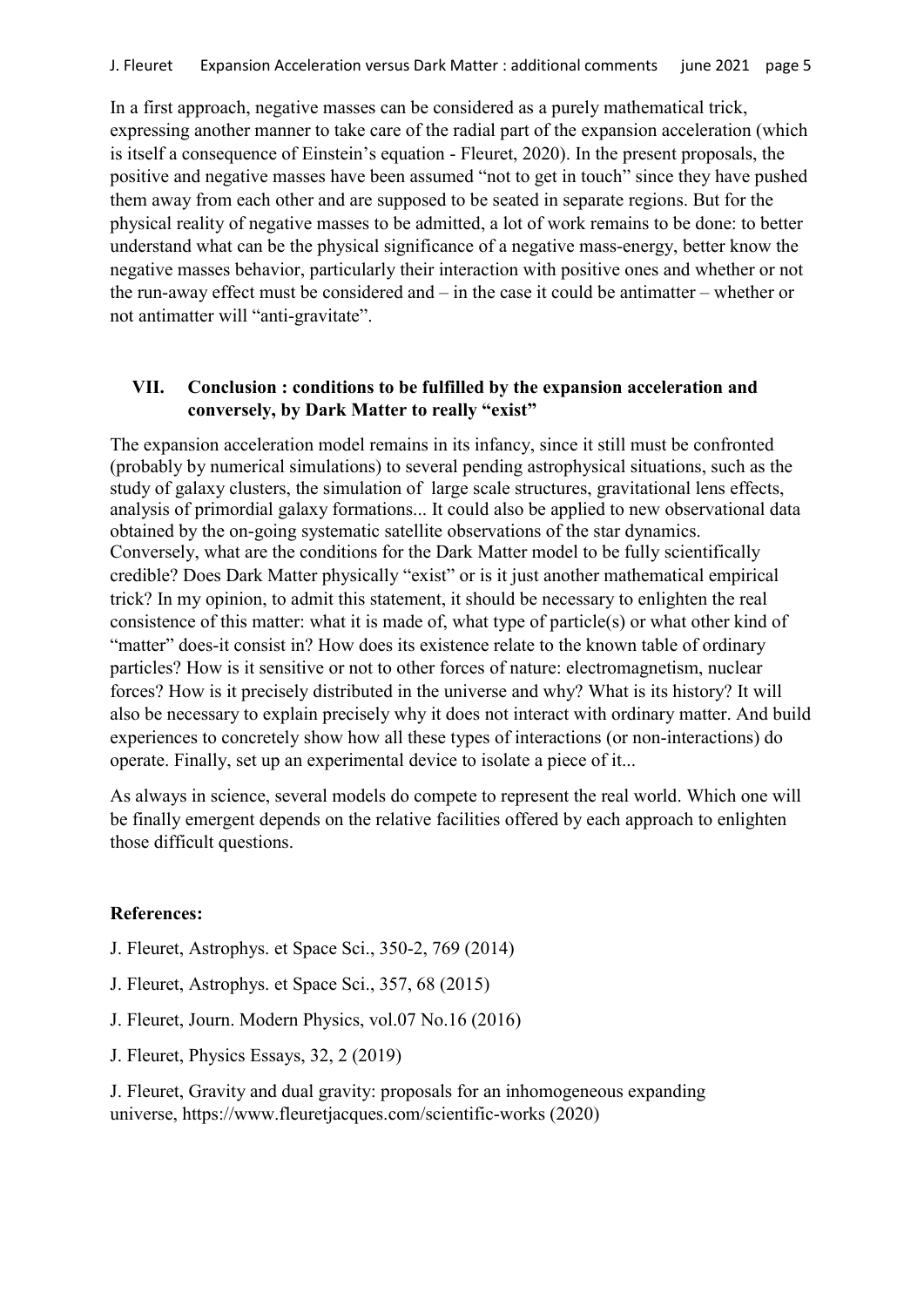In a first approach, negative masses can be considered as a purely mathematical trick, expressing another manner to take care of the radial part of the expansion acceleration (which is itself a consequence of Einstein's equation - Fleuret, 2020). In the present proposals, the positive and negative masses have been assumed "not to get in touch" since they have pushed them away from each other and are supposed to be seated in separate regions. But for the physical reality of negative masses to be admitted, a lot of work remains to be done: to better understand what can be the physical significance of a negative mass-energy, better know the negative masses behavior, particularly their interaction with positive ones and whether or not the run-away effect must be considered and – in the case it could be antimatter – whether or not antimatter will "anti-gravitate".

## VII. Conclusion : conditions to be fulfilled by the expansion acceleration and conversely, by Dark Matter to really "exist"

The expansion acceleration model remains in its infancy, since it still must be confronted (probably by numerical simulations) to several pending astrophysical situations, such as the study of galaxy clusters, the simulation of large scale structures, gravitational lens effects, analysis of primordial galaxy formations... It could also be applied to new observational data obtained by the on-going systematic satellite observations of the star dynamics.
Conversely, what are the conditions for the Dark Matter model to be fully scientifically credible? Does Dark Matter physically "exist" or is it just another mathematical empirical trick? In my opinion, to admit this statement, it should be necessary to enlighten the real consistence of this matter: what it is made of, what type of particle(s) or what other kind of "matter" does-it consist in? How does its existence relate to the known table of ordinary particles? How is it sensitive or not to other forces of nature: electromagnetism, nuclear forces? How is it precisely distributed in the universe and why? What is its history? It will also be necessary to explain precisely why it does not interact with ordinary matter. And build experiences to concretely show how all these types of interactions (or non-interactions) do operate. Finally, set up an experimental device to isolate a piece of it...

As always in science, several models do compete to represent the real world. Which one will be finally emergent depends on the relative facilities offered by each approach to enlighten those difficult questions.

**References:**

J. Fleuret, Astrophys. et Space Sci., 350-2, 769 (2014)

J. Fleuret, Astrophys. et Space Sci., 357, 68 (2015)

J. Fleuret, Journ. Modern Physics, vol.07 No.16 (2016)

J. Fleuret, Physics Essays, 32, 2 (2019)

J. Fleuret, Gravity and dual gravity: proposals for an inhomogeneous expanding universe, https://www.fleuretjacques.com/scientific-works (2020)